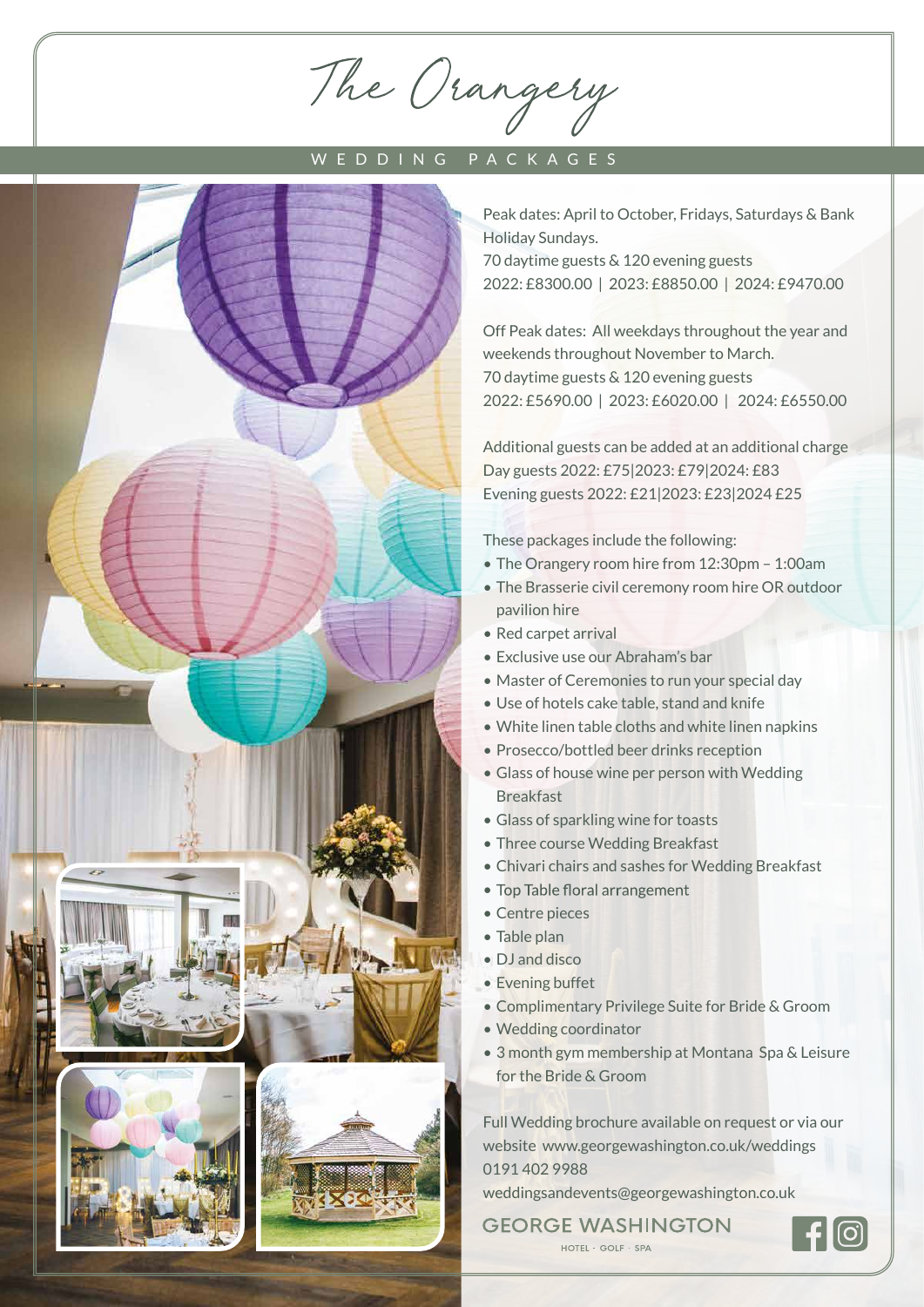# The Orangery

## WEDDING PACKAGES

Peak dates: April to October, Fridays, Saturdays & Bank Holiday Sundays.
70 daytime guests & 120 evening guests
2022: £8300.00 | 2023: £8850.00 | 2024: £9470.00

Off Peak dates: All weekdays throughout the year and weekends throughout November to March.
70 daytime guests & 120 evening guests
2022: £5690.00 | 2023: £6020.00 | 2024: £6550.00

Additional guests can be added at an additional charge
Day guests 2022: £75|2023: £79|2024: £83
Evening guests 2022: £21|2023: £23|2024 £25

These packages include the following:

- The Orangery room hire from 12:30pm – 1:00am
- The Brasserie civil ceremony room hire OR outdoor pavilion hire
- Red carpet arrival
- Exclusive use our Abraham's bar
- Master of Ceremonies to run your special day
- Use of hotels cake table, stand and knife
- White linen table cloths and white linen napkins
- Prosecco/bottled beer drinks reception
- Glass of house wine per person with Wedding Breakfast
- Glass of sparkling wine for toasts
- Three course Wedding Breakfast
- Chivari chairs and sashes for Wedding Breakfast
- Top Table floral arrangement
- Centre pieces
- Table plan
- DJ and disco
- Evening buffet
- Complimentary Privilege Suite for Bride & Groom
- Wedding coordinator
- 3 month gym membership at Montana Spa & Leisure for the Bride & Groom

Full Wedding brochure available on request or via our website www.georgewashington.co.uk/weddings
0191 402 9988
weddingsandevents@georgewashington.co.uk

GEORGE WASHINGTON
HOTEL · GOLF · SPA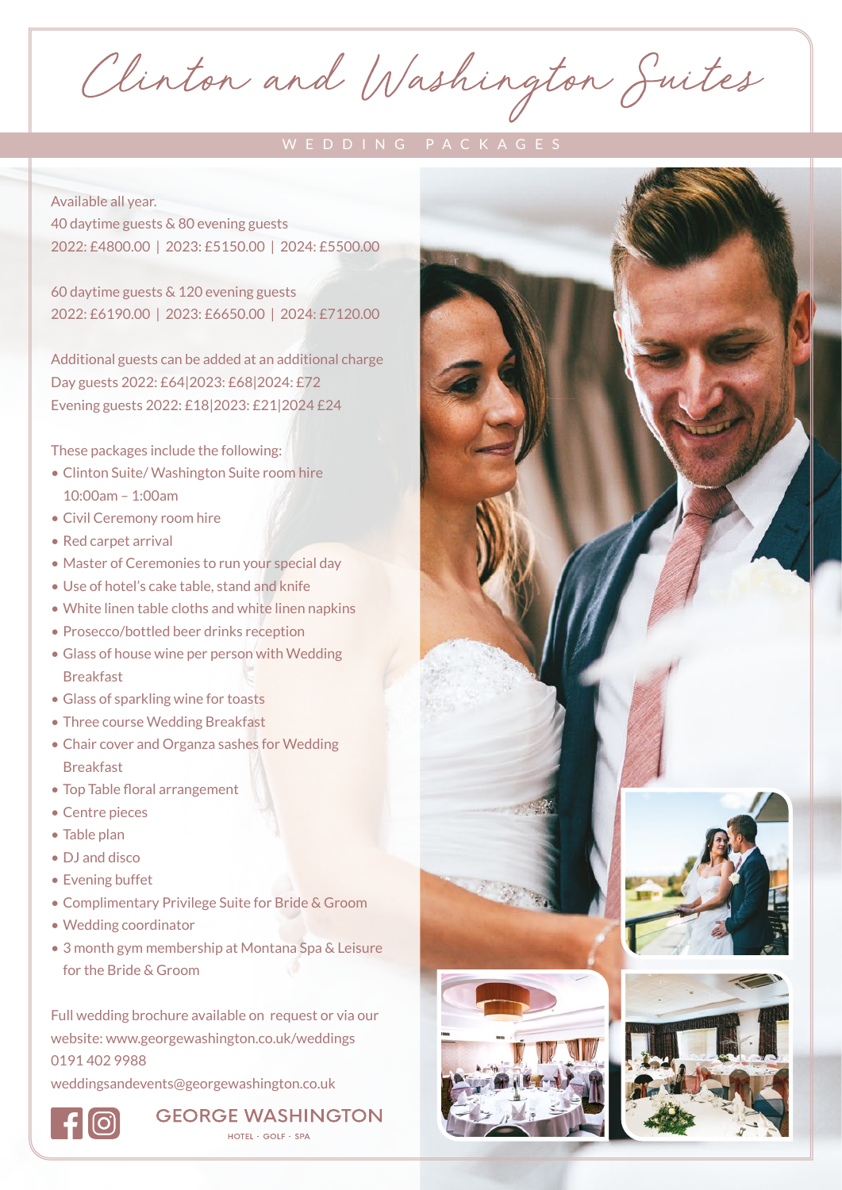# Clinton and Washington Suites

## WEDDING PACKAGES

Available all year.
40 daytime guests & 80 evening guests
2022: £4800.00 | 2023: £5150.00 | 2024: £5500.00

60 daytime guests & 120 evening guests
2022: £6190.00 | 2023: £6650.00 | 2024: £7120.00

Additional guests can be added at an additional charge
Day guests 2022: £64|2023: £68|2024: £72
Evening guests 2022: £18|2023: £21|2024 £24

These packages include the following:

- Clinton Suite/ Washington Suite room hire 10:00am – 1:00am
- Civil Ceremony room hire
- Red carpet arrival
- Master of Ceremonies to run your special day
- Use of hotel's cake table, stand and knife
- White linen table cloths and white linen napkins
- Prosecco/bottled beer drinks reception
- Glass of house wine per person with Wedding Breakfast
- Glass of sparkling wine for toasts
- Three course Wedding Breakfast
- Chair cover and Organza sashes for Wedding Breakfast
- Top Table floral arrangement
- Centre pieces
- Table plan
- DJ and disco
- Evening buffet
- Complimentary Privilege Suite for Bride & Groom
- Wedding coordinator
- 3 month gym membership at Montana Spa & Leisure for the Bride & Groom

Full wedding brochure available on request or via our website: www.georgewashington.co.uk/weddings
0191 402 9988
weddingsandevents@georgewashington.co.uk

GEORGE WASHINGTON
HOTEL · GOLF · SPA